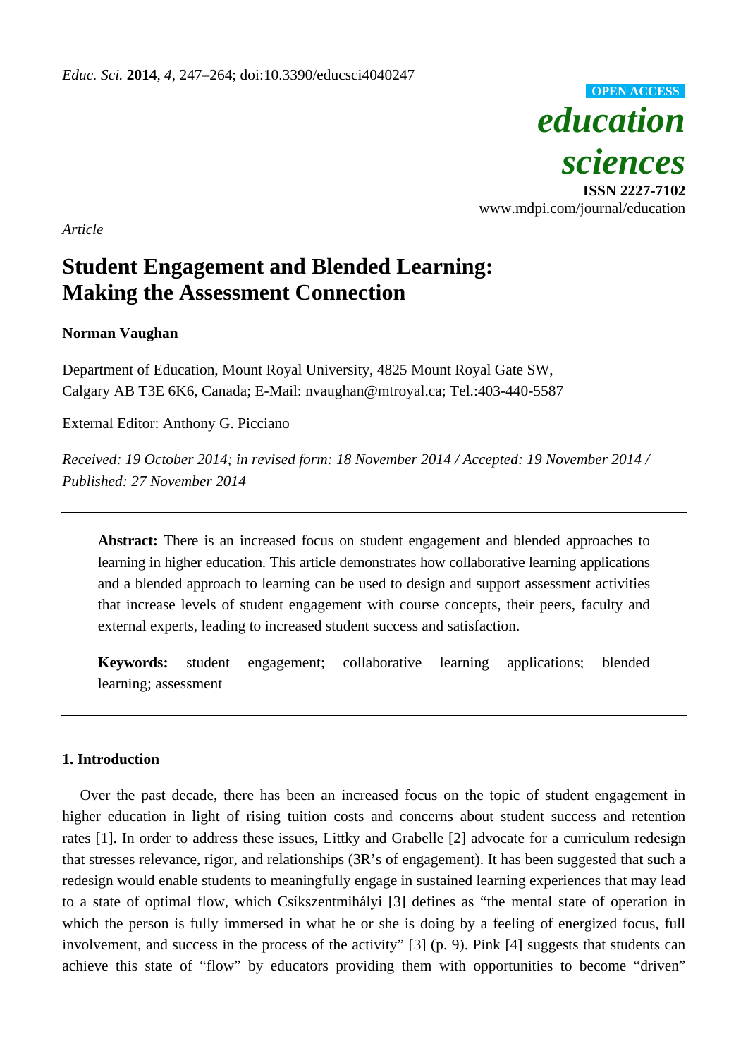*Article*

# Student Engagement and Blended Learning: Making the Assessment Connection

**Norman Vaughan**

Department of Education, Mount Royal University, 4825 Mount Royal Gate SW, Calgary AB T3E 6K6, Canada; E-Mail: nvaughan@mtroyal.ca; Tel.:403-440-5587

External Editor: Anthony G. Picciano

*Received: 19 October 2014; in revised form: 18 November 2014 / Accepted: 19 November 2014 / Published: 27 November 2014*

---

**Abstract:** There is an increased focus on student engagement and blended approaches to learning in higher education. This article demonstrates how collaborative learning applications and a blended approach to learning can be used to design and support assessment activities that increase levels of student engagement with course concepts, their peers, faculty and external experts, leading to increased student success and satisfaction.

**Keywords:** student engagement; collaborative learning applications; blended learning; assessment

---

## 1. Introduction

Over the past decade, there has been an increased focus on the topic of student engagement in higher education in light of rising tuition costs and concerns about student success and retention rates [1]. In order to address these issues, Littky and Grabelle [2] advocate for a curriculum redesign that stresses relevance, rigor, and relationships (3R's of engagement). It has been suggested that such a redesign would enable students to meaningfully engage in sustained learning experiences that may lead to a state of optimal flow, which Csíkszentmihályi [3] defines as "the mental state of operation in which the person is fully immersed in what he or she is doing by a feeling of energized focus, full involvement, and success in the process of the activity" [3] (p. 9). Pink [4] suggests that students can achieve this state of "flow" by educators providing them with opportunities to become "driven"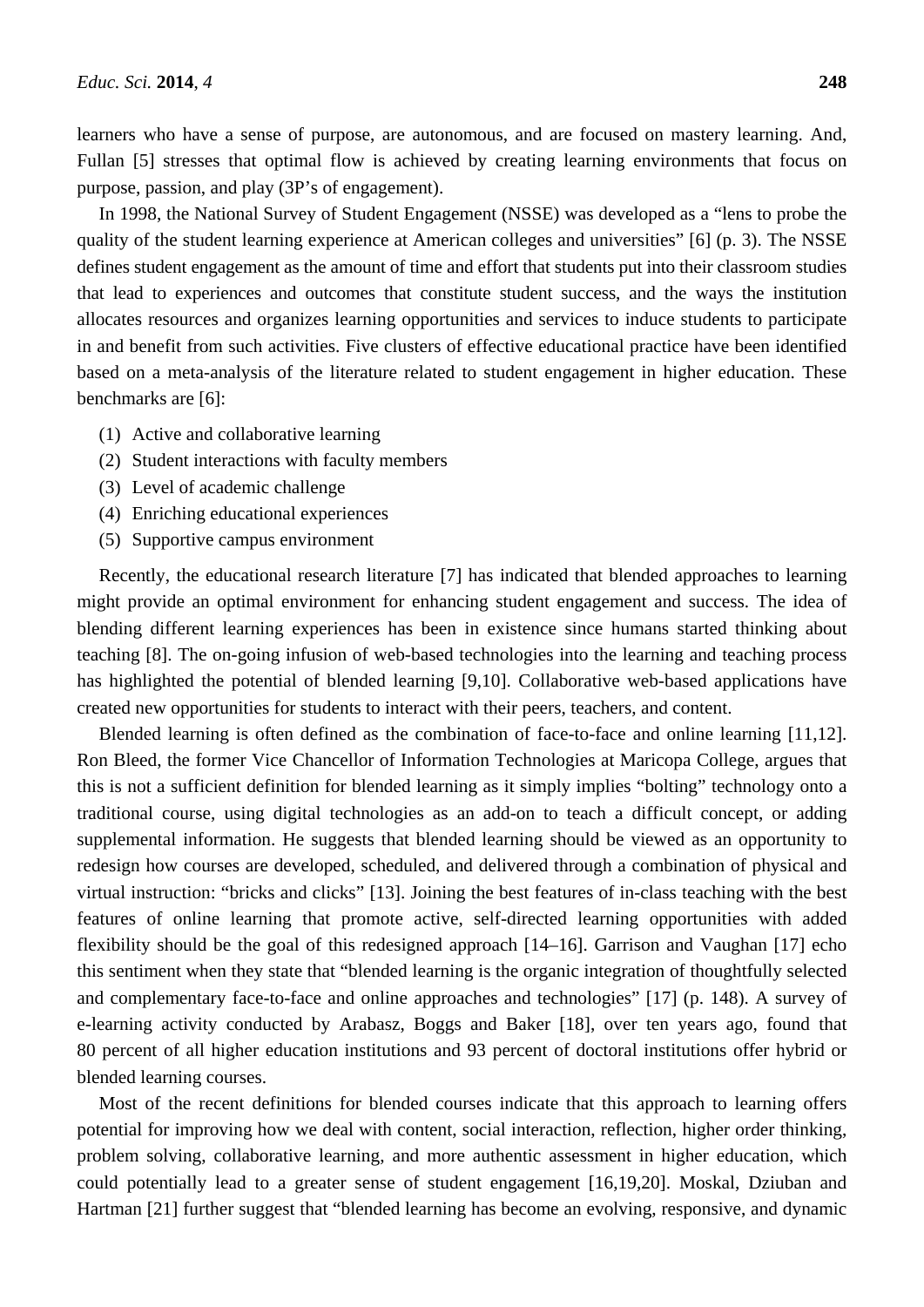learners who have a sense of purpose, are autonomous, and are focused on mastery learning. And, Fullan [5] stresses that optimal flow is achieved by creating learning environments that focus on purpose, passion, and play (3P's of engagement).

In 1998, the National Survey of Student Engagement (NSSE) was developed as a "lens to probe the quality of the student learning experience at American colleges and universities" [6] (p. 3). The NSSE defines student engagement as the amount of time and effort that students put into their classroom studies that lead to experiences and outcomes that constitute student success, and the ways the institution allocates resources and organizes learning opportunities and services to induce students to participate in and benefit from such activities. Five clusters of effective educational practice have been identified based on a meta-analysis of the literature related to student engagement in higher education. These benchmarks are [6]:

(1) Active and collaborative learning
(2) Student interactions with faculty members
(3) Level of academic challenge
(4) Enriching educational experiences
(5) Supportive campus environment

Recently, the educational research literature [7] has indicated that blended approaches to learning might provide an optimal environment for enhancing student engagement and success. The idea of blending different learning experiences has been in existence since humans started thinking about teaching [8]. The on-going infusion of web-based technologies into the learning and teaching process has highlighted the potential of blended learning [9,10]. Collaborative web-based applications have created new opportunities for students to interact with their peers, teachers, and content.

Blended learning is often defined as the combination of face-to-face and online learning [11,12]. Ron Bleed, the former Vice Chancellor of Information Technologies at Maricopa College, argues that this is not a sufficient definition for blended learning as it simply implies "bolting" technology onto a traditional course, using digital technologies as an add-on to teach a difficult concept, or adding supplemental information. He suggests that blended learning should be viewed as an opportunity to redesign how courses are developed, scheduled, and delivered through a combination of physical and virtual instruction: "bricks and clicks" [13]. Joining the best features of in-class teaching with the best features of online learning that promote active, self-directed learning opportunities with added flexibility should be the goal of this redesigned approach [14–16]. Garrison and Vaughan [17] echo this sentiment when they state that "blended learning is the organic integration of thoughtfully selected and complementary face-to-face and online approaches and technologies" [17] (p. 148). A survey of e-learning activity conducted by Arabasz, Boggs and Baker [18], over ten years ago, found that 80 percent of all higher education institutions and 93 percent of doctoral institutions offer hybrid or blended learning courses.

Most of the recent definitions for blended courses indicate that this approach to learning offers potential for improving how we deal with content, social interaction, reflection, higher order thinking, problem solving, collaborative learning, and more authentic assessment in higher education, which could potentially lead to a greater sense of student engagement [16,19,20]. Moskal, Dziuban and Hartman [21] further suggest that "blended learning has become an evolving, responsive, and dynamic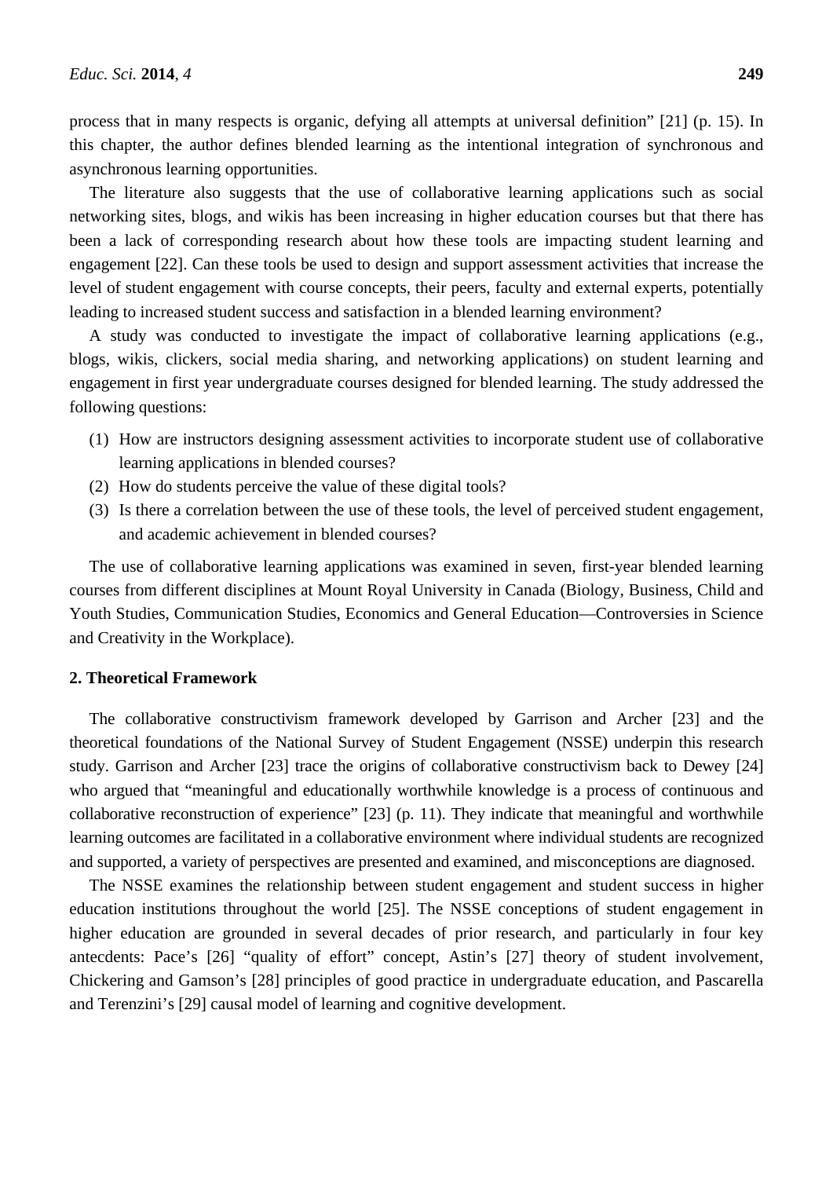process that in many respects is organic, defying all attempts at universal definition" [21] (p. 15). In this chapter, the author defines blended learning as the intentional integration of synchronous and asynchronous learning opportunities.

The literature also suggests that the use of collaborative learning applications such as social networking sites, blogs, and wikis has been increasing in higher education courses but that there has been a lack of corresponding research about how these tools are impacting student learning and engagement [22]. Can these tools be used to design and support assessment activities that increase the level of student engagement with course concepts, their peers, faculty and external experts, potentially leading to increased student success and satisfaction in a blended learning environment?

A study was conducted to investigate the impact of collaborative learning applications (e.g., blogs, wikis, clickers, social media sharing, and networking applications) on student learning and engagement in first year undergraduate courses designed for blended learning. The study addressed the following questions:

(1) How are instructors designing assessment activities to incorporate student use of collaborative learning applications in blended courses?
(2) How do students perceive the value of these digital tools?
(3) Is there a correlation between the use of these tools, the level of perceived student engagement, and academic achievement in blended courses?

The use of collaborative learning applications was examined in seven, first-year blended learning courses from different disciplines at Mount Royal University in Canada (Biology, Business, Child and Youth Studies, Communication Studies, Economics and General Education—Controversies in Science and Creativity in the Workplace).

## 2. Theoretical Framework

The collaborative constructivism framework developed by Garrison and Archer [23] and the theoretical foundations of the National Survey of Student Engagement (NSSE) underpin this research study. Garrison and Archer [23] trace the origins of collaborative constructivism back to Dewey [24] who argued that "meaningful and educationally worthwhile knowledge is a process of continuous and collaborative reconstruction of experience" [23] (p. 11). They indicate that meaningful and worthwhile learning outcomes are facilitated in a collaborative environment where individual students are recognized and supported, a variety of perspectives are presented and examined, and misconceptions are diagnosed.

The NSSE examines the relationship between student engagement and student success in higher education institutions throughout the world [25]. The NSSE conceptions of student engagement in higher education are grounded in several decades of prior research, and particularly in four key antecedents: Pace's [26] "quality of effort" concept, Astin's [27] theory of student involvement, Chickering and Gamson's [28] principles of good practice in undergraduate education, and Pascarella and Terenzini's [29] causal model of learning and cognitive development.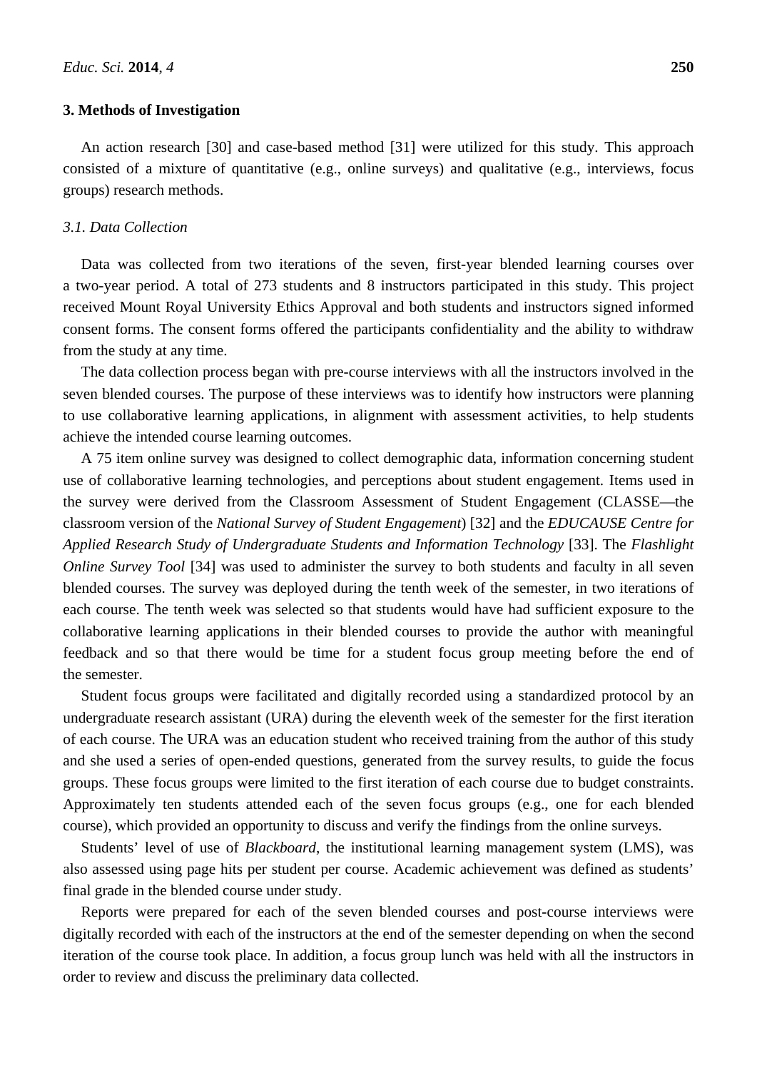## 3. Methods of Investigation

An action research [30] and case-based method [31] were utilized for this study. This approach consisted of a mixture of quantitative (e.g., online surveys) and qualitative (e.g., interviews, focus groups) research methods.

### *3.1. Data Collection*

Data was collected from two iterations of the seven, first-year blended learning courses over a two-year period. A total of 273 students and 8 instructors participated in this study. This project received Mount Royal University Ethics Approval and both students and instructors signed informed consent forms. The consent forms offered the participants confidentiality and the ability to withdraw from the study at any time.

The data collection process began with pre-course interviews with all the instructors involved in the seven blended courses. The purpose of these interviews was to identify how instructors were planning to use collaborative learning applications, in alignment with assessment activities, to help students achieve the intended course learning outcomes.

A 75 item online survey was designed to collect demographic data, information concerning student use of collaborative learning technologies, and perceptions about student engagement. Items used in the survey were derived from the Classroom Assessment of Student Engagement (CLASSE—the classroom version of the *National Survey of Student Engagement*) [32] and the *EDUCAUSE Centre for Applied Research Study of Undergraduate Students and Information Technology* [33]. The *Flashlight Online Survey Tool* [34] was used to administer the survey to both students and faculty in all seven blended courses. The survey was deployed during the tenth week of the semester, in two iterations of each course. The tenth week was selected so that students would have had sufficient exposure to the collaborative learning applications in their blended courses to provide the author with meaningful feedback and so that there would be time for a student focus group meeting before the end of the semester.

Student focus groups were facilitated and digitally recorded using a standardized protocol by an undergraduate research assistant (URA) during the eleventh week of the semester for the first iteration of each course. The URA was an education student who received training from the author of this study and she used a series of open-ended questions, generated from the survey results, to guide the focus groups. These focus groups were limited to the first iteration of each course due to budget constraints. Approximately ten students attended each of the seven focus groups (e.g., one for each blended course), which provided an opportunity to discuss and verify the findings from the online surveys.

Students' level of use of *Blackboard*, the institutional learning management system (LMS), was also assessed using page hits per student per course. Academic achievement was defined as students' final grade in the blended course under study.

Reports were prepared for each of the seven blended courses and post-course interviews were digitally recorded with each of the instructors at the end of the semester depending on when the second iteration of the course took place. In addition, a focus group lunch was held with all the instructors in order to review and discuss the preliminary data collected.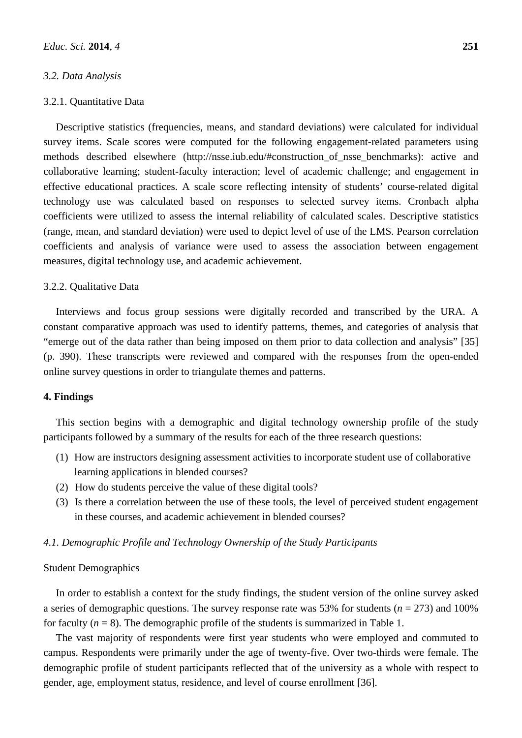### 3.2. Data Analysis

#### 3.2.1. Quantitative Data

Descriptive statistics (frequencies, means, and standard deviations) were calculated for individual survey items. Scale scores were computed for the following engagement-related parameters using methods described elsewhere (http://nsse.iub.edu/#construction_of_nsse_benchmarks): active and collaborative learning; student-faculty interaction; level of academic challenge; and engagement in effective educational practices. A scale score reflecting intensity of students' course-related digital technology use was calculated based on responses to selected survey items. Cronbach alpha coefficients were utilized to assess the internal reliability of calculated scales. Descriptive statistics (range, mean, and standard deviation) were used to depict level of use of the LMS. Pearson correlation coefficients and analysis of variance were used to assess the association between engagement measures, digital technology use, and academic achievement.

#### 3.2.2. Qualitative Data

Interviews and focus group sessions were digitally recorded and transcribed by the URA. A constant comparative approach was used to identify patterns, themes, and categories of analysis that "emerge out of the data rather than being imposed on them prior to data collection and analysis" [35] (p. 390). These transcripts were reviewed and compared with the responses from the open-ended online survey questions in order to triangulate themes and patterns.

## 4. Findings

This section begins with a demographic and digital technology ownership profile of the study participants followed by a summary of the results for each of the three research questions:

(1) How are instructors designing assessment activities to incorporate student use of collaborative learning applications in blended courses?
(2) How do students perceive the value of these digital tools?
(3) Is there a correlation between the use of these tools, the level of perceived student engagement in these courses, and academic achievement in blended courses?

### 4.1. Demographic Profile and Technology Ownership of the Study Participants

Student Demographics

In order to establish a context for the study findings, the student version of the online survey asked a series of demographic questions. The survey response rate was 53% for students ($n$ = 273) and 100% for faculty ($n$ = 8). The demographic profile of the students is summarized in Table 1.

The vast majority of respondents were first year students who were employed and commuted to campus. Respondents were primarily under the age of twenty-five. Over two-thirds were female. The demographic profile of student participants reflected that of the university as a whole with respect to gender, age, employment status, residence, and level of course enrollment [36].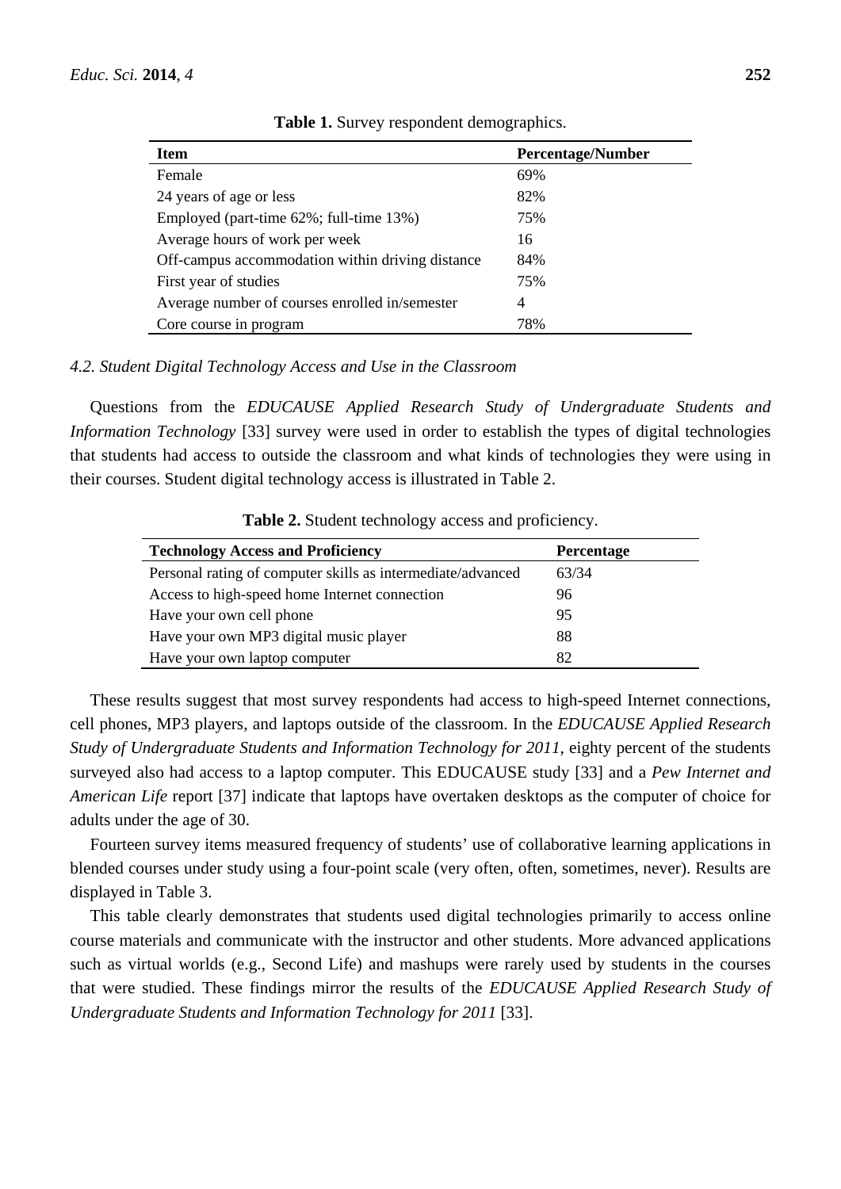**Table 1.** Survey respondent demographics.

| Item | Percentage/Number |
|---|---|
| Female | 69% |
| 24 years of age or less | 82% |
| Employed (part-time 62%; full-time 13%) | 75% |
| Average hours of work per week | 16 |
| Off-campus accommodation within driving distance | 84% |
| First year of studies | 75% |
| Average number of courses enrolled in/semester | 4 |
| Core course in program | 78% |

### *4.2. Student Digital Technology Access and Use in the Classroom*

Questions from the *EDUCAUSE Applied Research Study of Undergraduate Students and Information Technology* [33] survey were used in order to establish the types of digital technologies that students had access to outside the classroom and what kinds of technologies they were using in their courses. Student digital technology access is illustrated in Table 2.

**Table 2.** Student technology access and proficiency.

| Technology Access and Proficiency | Percentage |
|---|---|
| Personal rating of computer skills as intermediate/advanced | 63/34 |
| Access to high-speed home Internet connection | 96 |
| Have your own cell phone | 95 |
| Have your own MP3 digital music player | 88 |
| Have your own laptop computer | 82 |

These results suggest that most survey respondents had access to high-speed Internet connections, cell phones, MP3 players, and laptops outside of the classroom. In the *EDUCAUSE Applied Research Study of Undergraduate Students and Information Technology for 2011*, eighty percent of the students surveyed also had access to a laptop computer. This EDUCAUSE study [33] and a *Pew Internet and American Life* report [37] indicate that laptops have overtaken desktops as the computer of choice for adults under the age of 30.

Fourteen survey items measured frequency of students' use of collaborative learning applications in blended courses under study using a four-point scale (very often, often, sometimes, never). Results are displayed in Table 3.

This table clearly demonstrates that students used digital technologies primarily to access online course materials and communicate with the instructor and other students. More advanced applications such as virtual worlds (e.g., Second Life) and mashups were rarely used by students in the courses that were studied. These findings mirror the results of the *EDUCAUSE Applied Research Study of Undergraduate Students and Information Technology for 2011* [33].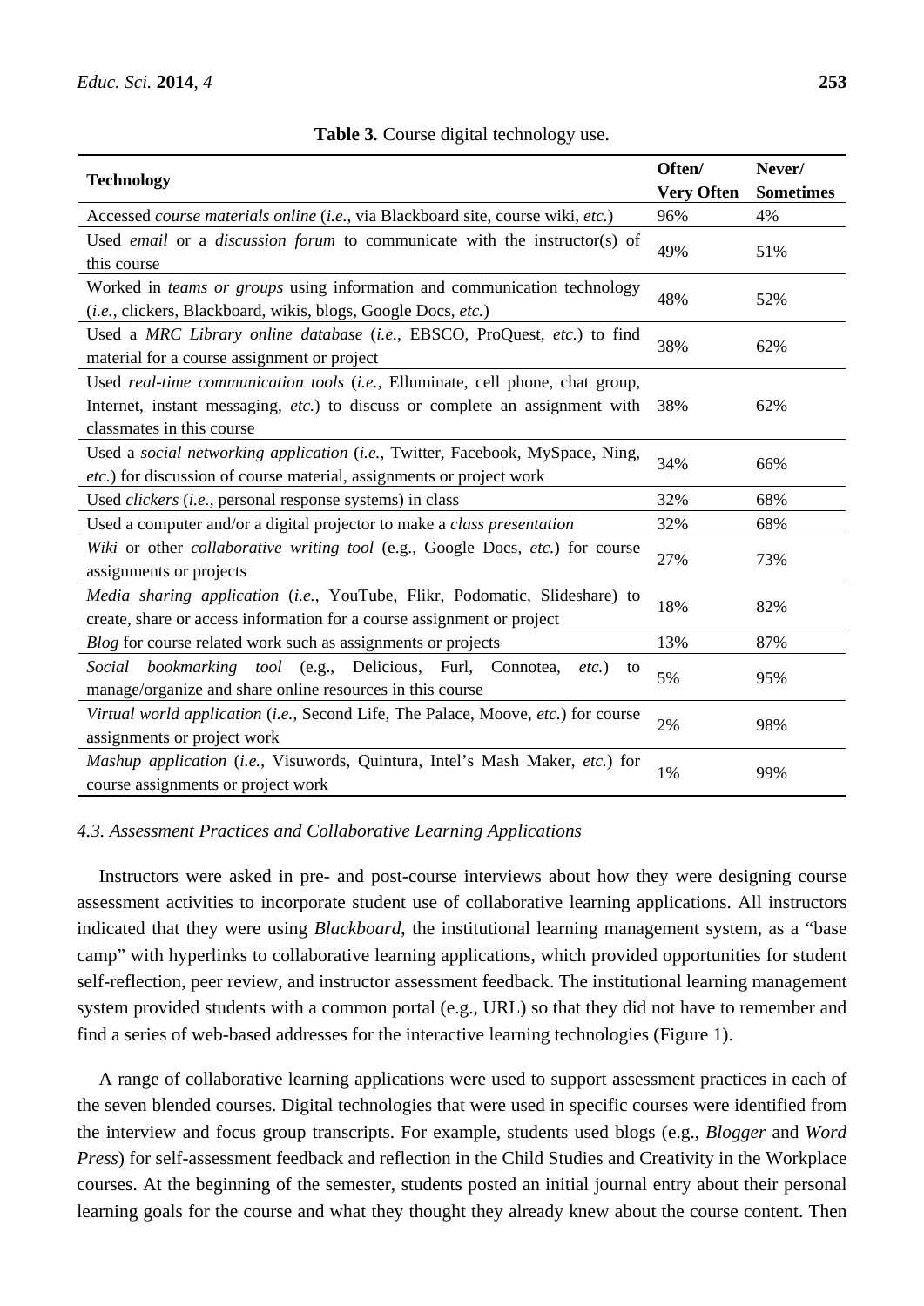**Table 3.** Course digital technology use.

| Technology | Often/ Very Often | Never/ Sometimes |
|---|---|---|
| Accessed *course materials online* (*i.e.*, via Blackboard site, course wiki, *etc.*) | 96% | 4% |
| Used *email* or a *discussion forum* to communicate with the instructor(s) of this course | 49% | 51% |
| Worked in *teams or groups* using information and communication technology (*i.e.*, clickers, Blackboard, wikis, blogs, Google Docs, *etc.*) | 48% | 52% |
| Used a *MRC Library online database* (*i.e.*, EBSCO, ProQuest, *etc.*) to find material for a course assignment or project | 38% | 62% |
| Used *real-time communication tools* (*i.e.*, Elluminate, cell phone, chat group, Internet, instant messaging, *etc.*) to discuss or complete an assignment with classmates in this course | 38% | 62% |
| Used a *social networking application* (*i.e.*, Twitter, Facebook, MySpace, Ning, *etc.*) for discussion of course material, assignments or project work | 34% | 66% |
| Used *clickers* (*i.e.*, personal response systems) in class | 32% | 68% |
| Used a computer and/or a digital projector to make a *class presentation* | 32% | 68% |
| *Wiki* or other *collaborative writing tool* (e.g., Google Docs, *etc.*) for course assignments or projects | 27% | 73% |
| *Media sharing application* (*i.e.*, YouTube, Flikr, Podomatic, Slideshare) to create, share or access information for a course assignment or project | 18% | 82% |
| *Blog* for course related work such as assignments or projects | 13% | 87% |
| *Social bookmarking tool* (e.g., Delicious, Furl, Connotea, *etc.*) to manage/organize and share online resources in this course | 5% | 95% |
| *Virtual world application* (*i.e.*, Second Life, The Palace, Moove, *etc.*) for course assignments or project work | 2% | 98% |
| *Mashup application* (*i.e.*, Visuwords, Quintura, Intel's Mash Maker, *etc.*) for course assignments or project work | 1% | 99% |

### *4.3. Assessment Practices and Collaborative Learning Applications*

Instructors were asked in pre- and post-course interviews about how they were designing course assessment activities to incorporate student use of collaborative learning applications. All instructors indicated that they were using *Blackboard*, the institutional learning management system, as a "base camp" with hyperlinks to collaborative learning applications, which provided opportunities for student self-reflection, peer review, and instructor assessment feedback. The institutional learning management system provided students with a common portal (e.g., URL) so that they did not have to remember and find a series of web-based addresses for the interactive learning technologies (Figure 1).

A range of collaborative learning applications were used to support assessment practices in each of the seven blended courses. Digital technologies that were used in specific courses were identified from the interview and focus group transcripts. For example, students used blogs (e.g., *Blogger* and *Word Press*) for self-assessment feedback and reflection in the Child Studies and Creativity in the Workplace courses. At the beginning of the semester, students posted an initial journal entry about their personal learning goals for the course and what they thought they already knew about the course content. Then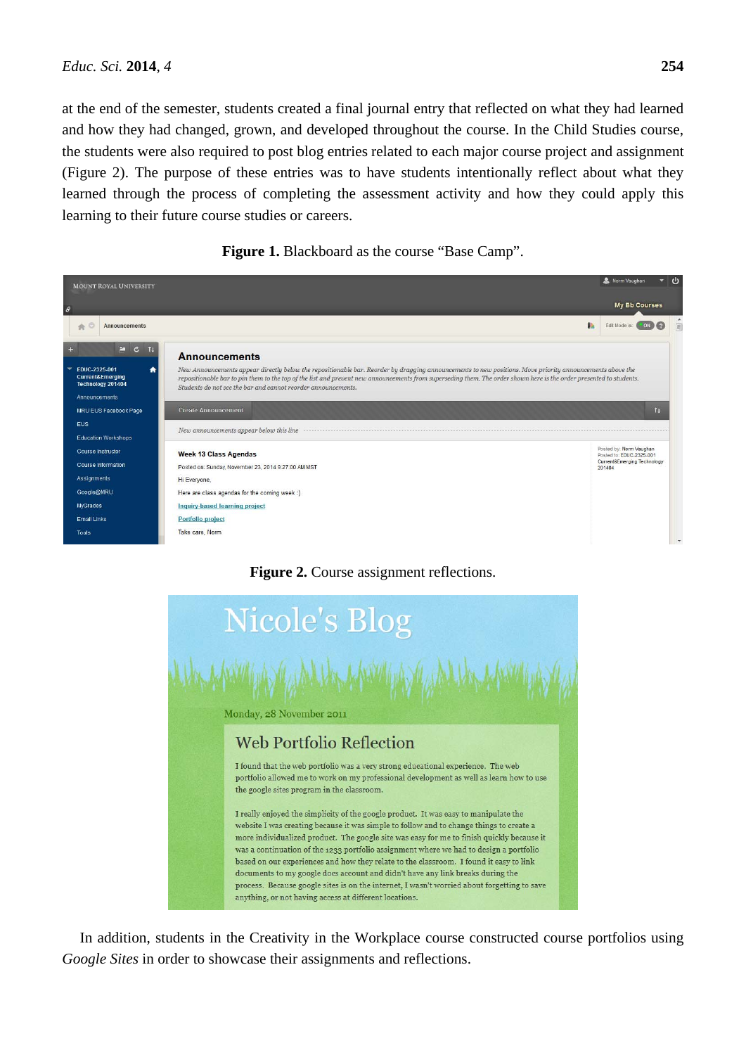at the end of the semester, students created a final journal entry that reflected on what they had learned and how they had changed, grown, and developed throughout the course. In the Child Studies course, the students were also required to post blog entries related to each major course project and assignment (Figure 2). The purpose of these entries was to have students intentionally reflect about what they learned through the process of completing the assessment activity and how they could apply this learning to their future course studies or careers.

**Figure 1.** Blackboard as the course "Base Camp".

**Figure 2.** Course assignment reflections.

In addition, students in the Creativity in the Workplace course constructed course portfolios using *Google Sites* in order to showcase their assignments and reflections.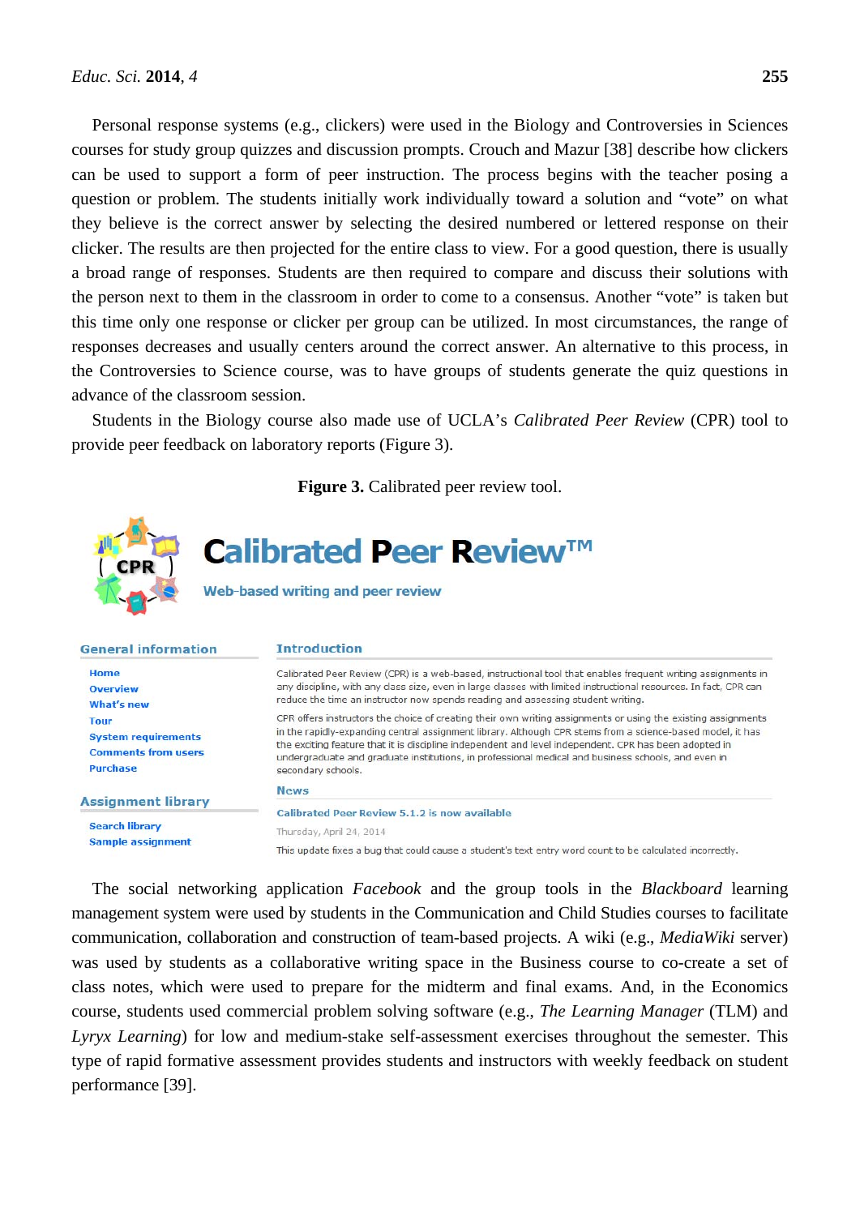Personal response systems (e.g., clickers) were used in the Biology and Controversies in Sciences courses for study group quizzes and discussion prompts. Crouch and Mazur [38] describe how clickers can be used to support a form of peer instruction. The process begins with the teacher posing a question or problem. The students initially work individually toward a solution and "vote" on what they believe is the correct answer by selecting the desired numbered or lettered response on their clicker. The results are then projected for the entire class to view. For a good question, there is usually a broad range of responses. Students are then required to compare and discuss their solutions with the person next to them in the classroom in order to come to a consensus. Another "vote" is taken but this time only one response or clicker per group can be utilized. In most circumstances, the range of responses decreases and usually centers around the correct answer. An alternative to this process, in the Controversies to Science course, was to have groups of students generate the quiz questions in advance of the classroom session.

Students in the Biology course also made use of UCLA's *Calibrated Peer Review* (CPR) tool to provide peer feedback on laboratory reports (Figure 3).

**Figure 3.** Calibrated peer review tool.

The social networking application *Facebook* and the group tools in the *Blackboard* learning management system were used by students in the Communication and Child Studies courses to facilitate communication, collaboration and construction of team-based projects. A wiki (e.g., *MediaWiki* server) was used by students as a collaborative writing space in the Business course to co-create a set of class notes, which were used to prepare for the midterm and final exams. And, in the Economics course, students used commercial problem solving software (e.g., *The Learning Manager* (TLM) and *Lyryx Learning*) for low and medium-stake self-assessment exercises throughout the semester. This type of rapid formative assessment provides students and instructors with weekly feedback on student performance [39].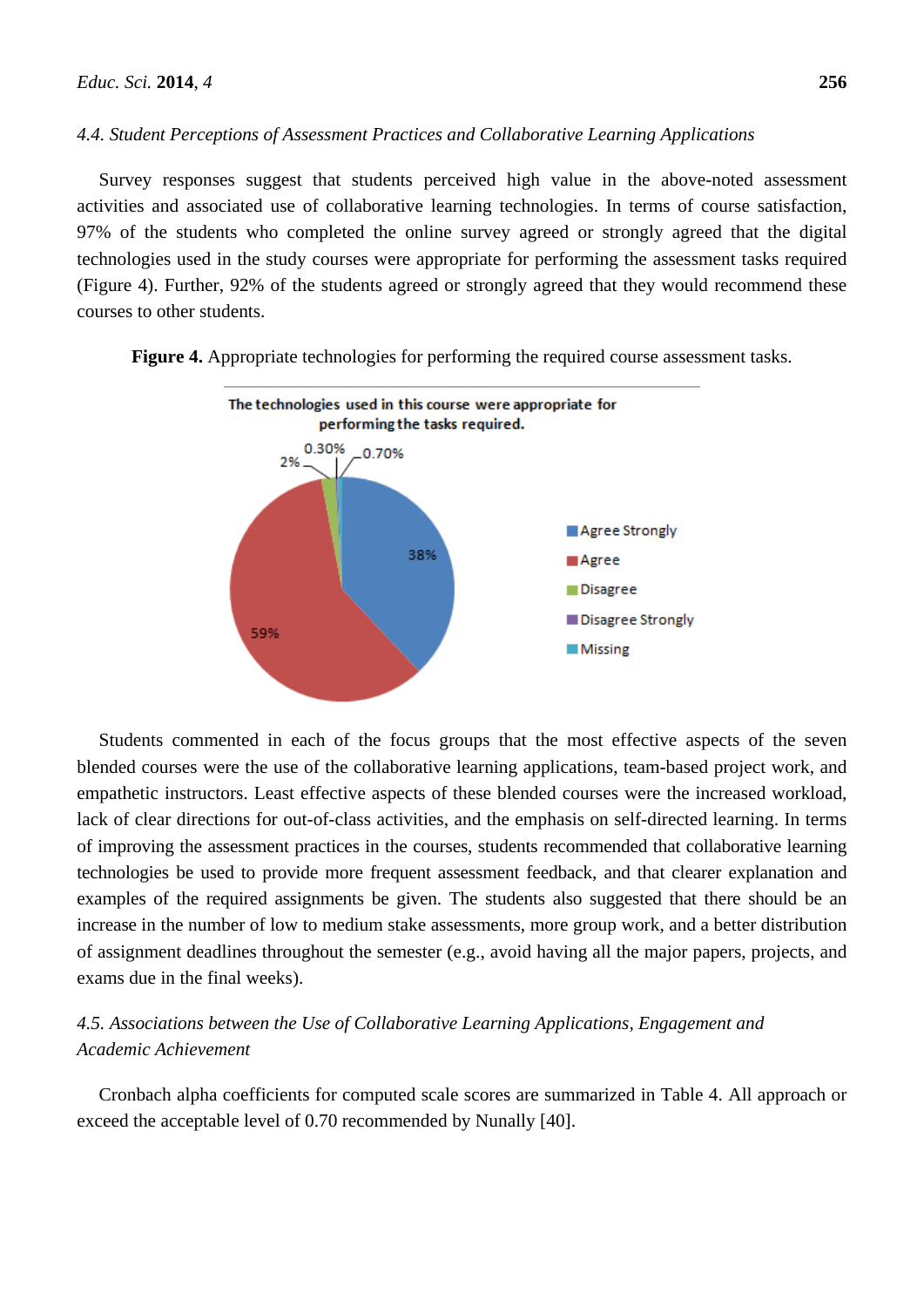### 4.4. Student Perceptions of Assessment Practices and Collaborative Learning Applications

Survey responses suggest that students perceived high value in the above-noted assessment activities and associated use of collaborative learning technologies. In terms of course satisfaction, 97% of the students who completed the online survey agreed or strongly agreed that the digital technologies used in the study courses were appropriate for performing the assessment tasks required (Figure 4). Further, 92% of the students agreed or strongly agreed that they would recommend these courses to other students.

**Figure 4.** Appropriate technologies for performing the required course assessment tasks.

Students commented in each of the focus groups that the most effective aspects of the seven blended courses were the use of the collaborative learning applications, team-based project work, and empathetic instructors. Least effective aspects of these blended courses were the increased workload, lack of clear directions for out-of-class activities, and the emphasis on self-directed learning. In terms of improving the assessment practices in the courses, students recommended that collaborative learning technologies be used to provide more frequent assessment feedback, and that clearer explanation and examples of the required assignments be given. The students also suggested that there should be an increase in the number of low to medium stake assessments, more group work, and a better distribution of assignment deadlines throughout the semester (e.g., avoid having all the major papers, projects, and exams due in the final weeks).

### 4.5. Associations between the Use of Collaborative Learning Applications, Engagement and Academic Achievement

Cronbach alpha coefficients for computed scale scores are summarized in Table 4. All approach or exceed the acceptable level of 0.70 recommended by Nunally [40].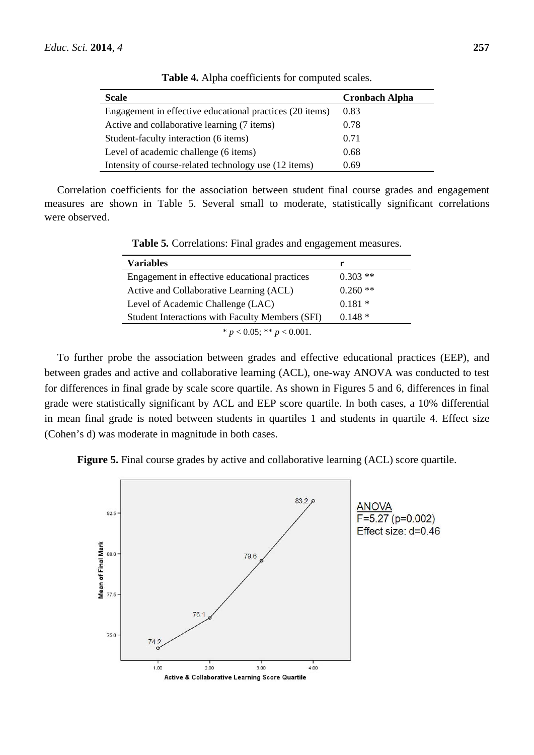**Table 4.** Alpha coefficients for computed scales.

| Scale | Cronbach Alpha |
| --- | --- |
| Engagement in effective educational practices (20 items) | 0.83 |
| Active and collaborative learning (7 items) | 0.78 |
| Student-faculty interaction (6 items) | 0.71 |
| Level of academic challenge (6 items) | 0.68 |
| Intensity of course-related technology use (12 items) | 0.69 |

Correlation coefficients for the association between student final course grades and engagement measures are shown in Table 5. Several small to moderate, statistically significant correlations were observed.

**Table 5.** Correlations: Final grades and engagement measures.

| Variables | r |
| --- | --- |
| Engagement in effective educational practices | 0.303 ** |
| Active and Collaborative Learning (ACL) | 0.260 ** |
| Level of Academic Challenge (LAC) | 0.181 * |
| Student Interactions with Faculty Members (SFI) | 0.148 * |

* $p < 0.05$; ** $p < 0.001$.

To further probe the association between grades and effective educational practices (EEP), and between grades and active and collaborative learning (ACL), one-way ANOVA was conducted to test for differences in final grade by scale score quartile. As shown in Figures 5 and 6, differences in final grade were statistically significant by ACL and EEP score quartile. In both cases, a 10% differential in mean final grade is noted between students in quartiles 1 and students in quartile 4. Effect size (Cohen's d) was moderate in magnitude in both cases.

**Figure 5.** Final course grades by active and collaborative learning (ACL) score quartile.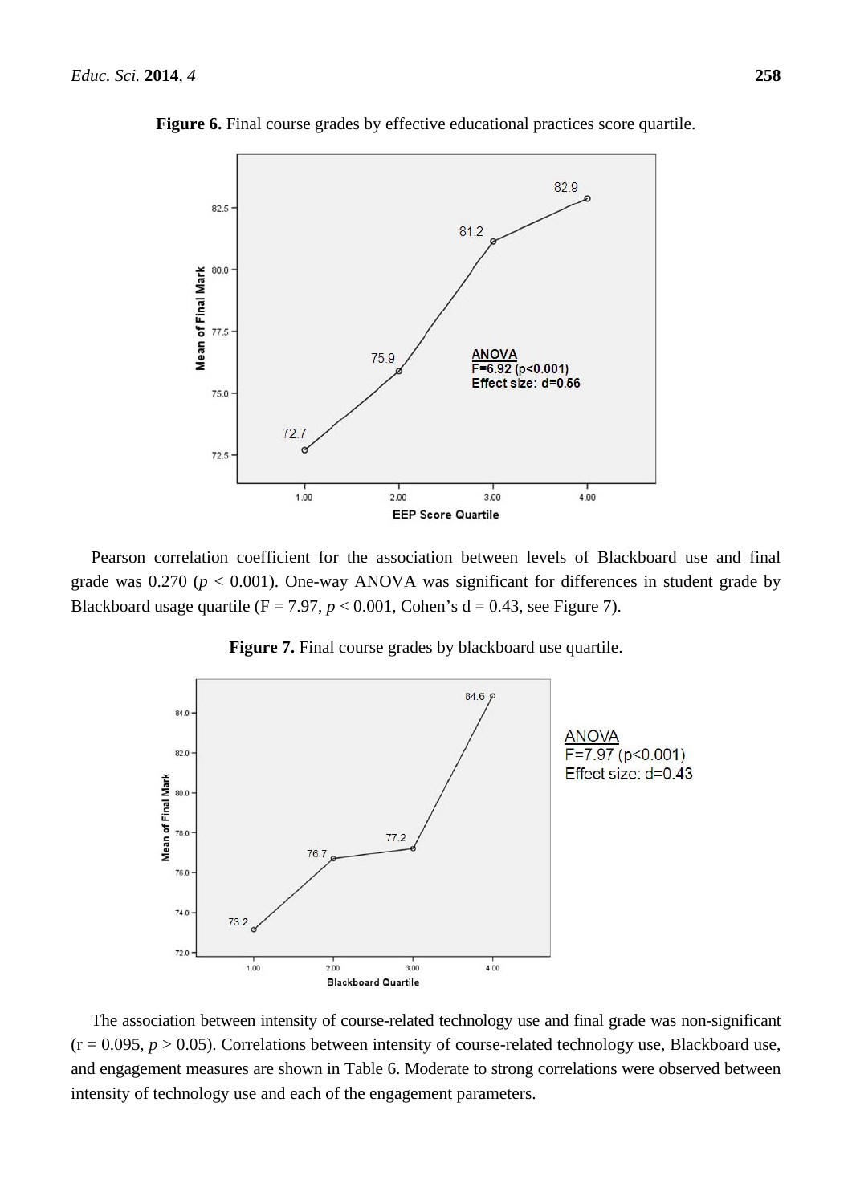**Figure 6.** Final course grades by effective educational practices score quartile.

Pearson correlation coefficient for the association between levels of Blackboard use and final grade was 0.270 ($p < 0.001$). One-way ANOVA was significant for differences in student grade by Blackboard usage quartile ($F = 7.97$, $p < 0.001$, Cohen's $d = 0.43$, see Figure 7).

**Figure 7.** Final course grades by blackboard use quartile.

The association between intensity of course-related technology use and final grade was non-significant ($r = 0.095$, $p > 0.05$). Correlations between intensity of course-related technology use, Blackboard use, and engagement measures are shown in Table 6. Moderate to strong correlations were observed between intensity of technology use and each of the engagement parameters.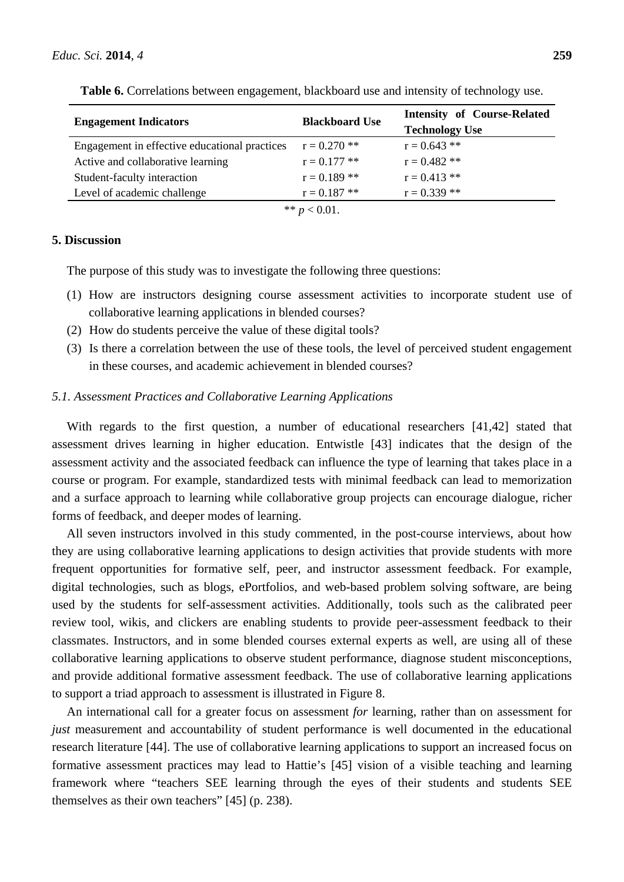**Table 6.** Correlations between engagement, blackboard use and intensity of technology use.

| Engagement Indicators | Blackboard Use | Intensity of Course-Related Technology Use |
|---|---|---|
| Engagement in effective educational practices | $r = 0.270$ ** | $r = 0.643$ ** |
| Active and collaborative learning | $r = 0.177$ ** | $r = 0.482$ ** |
| Student-faculty interaction | $r = 0.189$ ** | $r = 0.413$ ** |
| Level of academic challenge | $r = 0.187$ ** | $r = 0.339$ ** |

** $p < 0.01$.

## 5. Discussion

The purpose of this study was to investigate the following three questions:

(1) How are instructors designing course assessment activities to incorporate student use of collaborative learning applications in blended courses?
(2) How do students perceive the value of these digital tools?
(3) Is there a correlation between the use of these tools, the level of perceived student engagement in these courses, and academic achievement in blended courses?

### *5.1. Assessment Practices and Collaborative Learning Applications*

With regards to the first question, a number of educational researchers [41,42] stated that assessment drives learning in higher education. Entwistle [43] indicates that the design of the assessment activity and the associated feedback can influence the type of learning that takes place in a course or program. For example, standardized tests with minimal feedback can lead to memorization and a surface approach to learning while collaborative group projects can encourage dialogue, richer forms of feedback, and deeper modes of learning.

All seven instructors involved in this study commented, in the post-course interviews, about how they are using collaborative learning applications to design activities that provide students with more frequent opportunities for formative self, peer, and instructor assessment feedback. For example, digital technologies, such as blogs, ePortfolios, and web-based problem solving software, are being used by the students for self-assessment activities. Additionally, tools such as the calibrated peer review tool, wikis, and clickers are enabling students to provide peer-assessment feedback to their classmates. Instructors, and in some blended courses external experts as well, are using all of these collaborative learning applications to observe student performance, diagnose student misconceptions, and provide additional formative assessment feedback. The use of collaborative learning applications to support a triad approach to assessment is illustrated in Figure 8.

An international call for a greater focus on assessment *for* learning, rather than on assessment for *just* measurement and accountability of student performance is well documented in the educational research literature [44]. The use of collaborative learning applications to support an increased focus on formative assessment practices may lead to Hattie's [45] vision of a visible teaching and learning framework where "teachers SEE learning through the eyes of their students and students SEE themselves as their own teachers" [45] (p. 238).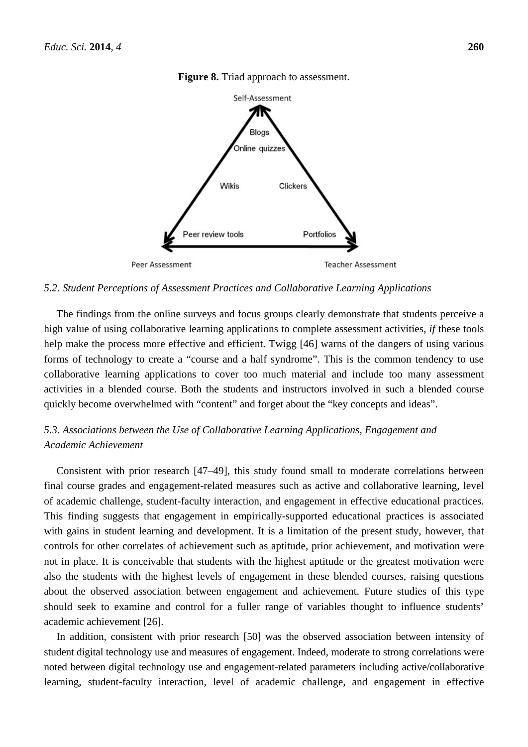**Figure 8.** Triad approach to assessment.

Self-Assessment

Blogs

Online quizzes

Wikis

Clickers

Peer review tools

Portfolios

Peer Assessment

Teacher Assessment

### *5.2. Student Perceptions of Assessment Practices and Collaborative Learning Applications*

The findings from the online surveys and focus groups clearly demonstrate that students perceive a high value of using collaborative learning applications to complete assessment activities, *if* these tools help make the process more effective and efficient. Twigg [46] warns of the dangers of using various forms of technology to create a "course and a half syndrome". This is the common tendency to use collaborative learning applications to cover too much material and include too many assessment activities in a blended course. Both the students and instructors involved in such a blended course quickly become overwhelmed with "content" and forget about the "key concepts and ideas".

### *5.3. Associations between the Use of Collaborative Learning Applications, Engagement and Academic Achievement*

Consistent with prior research [47–49], this study found small to moderate correlations between final course grades and engagement-related measures such as active and collaborative learning, level of academic challenge, student-faculty interaction, and engagement in effective educational practices. This finding suggests that engagement in empirically-supported educational practices is associated with gains in student learning and development. It is a limitation of the present study, however, that controls for other correlates of achievement such as aptitude, prior achievement, and motivation were not in place. It is conceivable that students with the highest aptitude or the greatest motivation were also the students with the highest levels of engagement in these blended courses, raising questions about the observed association between engagement and achievement. Future studies of this type should seek to examine and control for a fuller range of variables thought to influence students' academic achievement [26].

In addition, consistent with prior research [50] was the observed association between intensity of student digital technology use and measures of engagement. Indeed, moderate to strong correlations were noted between digital technology use and engagement-related parameters including active/collaborative learning, student-faculty interaction, level of academic challenge, and engagement in effective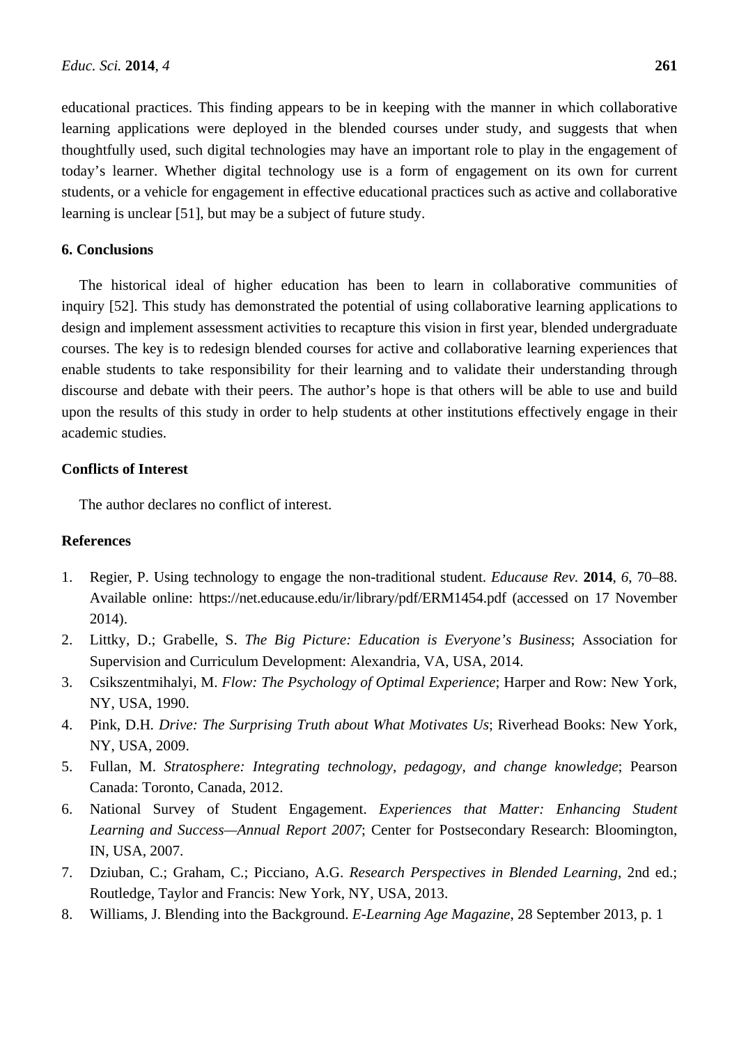educational practices. This finding appears to be in keeping with the manner in which collaborative learning applications were deployed in the blended courses under study, and suggests that when thoughtfully used, such digital technologies may have an important role to play in the engagement of today's learner. Whether digital technology use is a form of engagement on its own for current students, or a vehicle for engagement in effective educational practices such as active and collaborative learning is unclear [51], but may be a subject of future study.

## 6. Conclusions

The historical ideal of higher education has been to learn in collaborative communities of inquiry [52]. This study has demonstrated the potential of using collaborative learning applications to design and implement assessment activities to recapture this vision in first year, blended undergraduate courses. The key is to redesign blended courses for active and collaborative learning experiences that enable students to take responsibility for their learning and to validate their understanding through discourse and debate with their peers. The author's hope is that others will be able to use and build upon the results of this study in order to help students at other institutions effectively engage in their academic studies.

## Conflicts of Interest

The author declares no conflict of interest.

## References

1. Regier, P. Using technology to engage the non-traditional student. *Educause Rev.* **2014**, *6*, 70–88. Available online: https://net.educause.edu/ir/library/pdf/ERM1454.pdf (accessed on 17 November 2014).
2. Littky, D.; Grabelle, S. *The Big Picture: Education is Everyone's Business*; Association for Supervision and Curriculum Development: Alexandria, VA, USA, 2014.
3. Csikszentmihalyi, M. *Flow: The Psychology of Optimal Experience*; Harper and Row: New York, NY, USA, 1990.
4. Pink, D.H. *Drive: The Surprising Truth about What Motivates Us*; Riverhead Books: New York, NY, USA, 2009.
5. Fullan, M. *Stratosphere: Integrating technology, pedagogy, and change knowledge*; Pearson Canada: Toronto, Canada, 2012.
6. National Survey of Student Engagement. *Experiences that Matter: Enhancing Student Learning and Success—Annual Report 2007*; Center for Postsecondary Research: Bloomington, IN, USA, 2007.
7. Dziuban, C.; Graham, C.; Picciano, A.G. *Research Perspectives in Blended Learning*, 2nd ed.; Routledge, Taylor and Francis: New York, NY, USA, 2013.
8. Williams, J. Blending into the Background. *E-Learning Age Magazine*, 28 September 2013, p. 1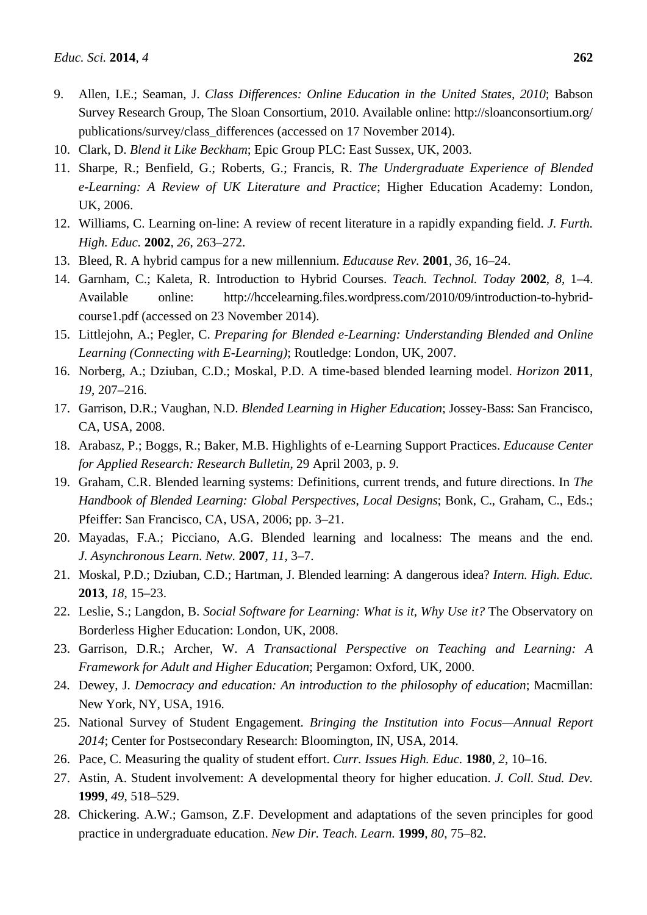9. Allen, I.E.; Seaman, J. *Class Differences: Online Education in the United States, 2010*; Babson Survey Research Group, The Sloan Consortium, 2010. Available online: http://sloanconsortium.org/publications/survey/class_differences (accessed on 17 November 2014).
10. Clark, D. *Blend it Like Beckham*; Epic Group PLC: East Sussex, UK, 2003.
11. Sharpe, R.; Benfield, G.; Roberts, G.; Francis, R. *The Undergraduate Experience of Blended e-Learning: A Review of UK Literature and Practice*; Higher Education Academy: London, UK, 2006.
12. Williams, C. Learning on-line: A review of recent literature in a rapidly expanding field. *J. Furth. High. Educ.* **2002**, *26*, 263–272.
13. Bleed, R. A hybrid campus for a new millennium. *Educause Rev.* **2001**, *36*, 16–24.
14. Garnham, C.; Kaleta, R. Introduction to Hybrid Courses. *Teach. Technol. Today* **2002**, *8*, 1–4. Available online: http://hccelearning.files.wordpress.com/2010/09/introduction-to-hybrid-course1.pdf (accessed on 23 November 2014).
15. Littlejohn, A.; Pegler, C. *Preparing for Blended e-Learning: Understanding Blended and Online Learning (Connecting with E-Learning)*; Routledge: London, UK, 2007.
16. Norberg, A.; Dziuban, C.D.; Moskal, P.D. A time-based blended learning model. *Horizon* **2011**, *19*, 207–216.
17. Garrison, D.R.; Vaughan, N.D. *Blended Learning in Higher Education*; Jossey-Bass: San Francisco, CA, USA, 2008.
18. Arabasz, P.; Boggs, R.; Baker, M.B. Highlights of e-Learning Support Practices. *Educause Center for Applied Research: Research Bulletin*, 29 April 2003, p. *9*.
19. Graham, C.R. Blended learning systems: Definitions, current trends, and future directions. In *The Handbook of Blended Learning: Global Perspectives, Local Designs*; Bonk, C., Graham, C., Eds.; Pfeiffer: San Francisco, CA, USA, 2006; pp. 3–21.
20. Mayadas, F.A.; Picciano, A.G. Blended learning and localness: The means and the end. *J. Asynchronous Learn. Netw.* **2007**, *11*, 3–7.
21. Moskal, P.D.; Dziuban, C.D.; Hartman, J. Blended learning: A dangerous idea? *Intern. High. Educ.* **2013**, *18*, 15–23.
22. Leslie, S.; Langdon, B. *Social Software for Learning: What is it, Why Use it?* The Observatory on Borderless Higher Education: London, UK, 2008.
23. Garrison, D.R.; Archer, W. *A Transactional Perspective on Teaching and Learning: A Framework for Adult and Higher Education*; Pergamon: Oxford, UK, 2000.
24. Dewey, J. *Democracy and education: An introduction to the philosophy of education*; Macmillan: New York, NY, USA, 1916.
25. National Survey of Student Engagement. *Bringing the Institution into Focus—Annual Report 2014*; Center for Postsecondary Research: Bloomington, IN, USA, 2014.
26. Pace, C. Measuring the quality of student effort. *Curr. Issues High. Educ.* **1980**, *2*, 10–16.
27. Astin, A. Student involvement: A developmental theory for higher education. *J. Coll. Stud. Dev.* **1999**, *49*, 518–529.
28. Chickering. A.W.; Gamson, Z.F. Development and adaptations of the seven principles for good practice in undergraduate education. *New Dir. Teach. Learn.* **1999**, *80*, 75–82.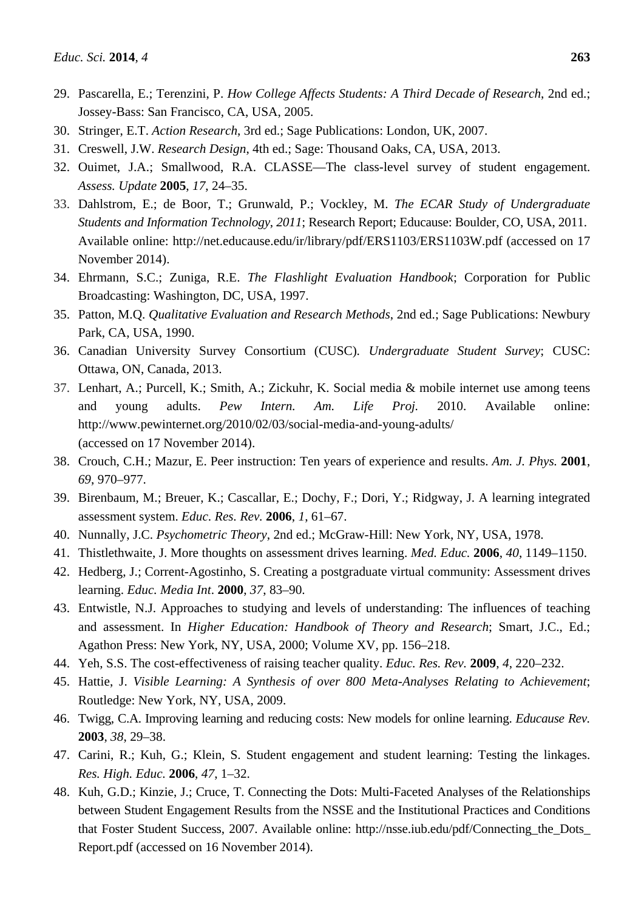29. Pascarella, E.; Terenzini, P. *How College Affects Students: A Third Decade of Research*, 2nd ed.; Jossey-Bass: San Francisco, CA, USA, 2005.
30. Stringer, E.T. *Action Research*, 3rd ed.; Sage Publications: London, UK, 2007.
31. Creswell, J.W. *Research Design*, 4th ed.; Sage: Thousand Oaks, CA, USA, 2013.
32. Ouimet, J.A.; Smallwood, R.A. CLASSE—The class-level survey of student engagement. *Assess. Update* **2005**, *17*, 24–35.
33. Dahlstrom, E.; de Boor, T.; Grunwald, P.; Vockley, M. *The ECAR Study of Undergraduate Students and Information Technology, 2011*; Research Report; Educause: Boulder, CO, USA, 2011. Available online: http://net.educause.edu/ir/library/pdf/ERS1103/ERS1103W.pdf (accessed on 17 November 2014).
34. Ehrmann, S.C.; Zuniga, R.E. *The Flashlight Evaluation Handbook*; Corporation for Public Broadcasting: Washington, DC, USA, 1997.
35. Patton, M.Q. *Qualitative Evaluation and Research Methods*, 2nd ed.; Sage Publications: Newbury Park, CA, USA, 1990.
36. Canadian University Survey Consortium (CUSC). *Undergraduate Student Survey*; CUSC: Ottawa, ON, Canada, 2013.
37. Lenhart, A.; Purcell, K.; Smith, A.; Zickuhr, K. Social media & mobile internet use among teens and young adults. *Pew Intern. Am. Life Proj.* 2010. Available online: http://www.pewinternet.org/2010/02/03/social-media-and-young-adults/ (accessed on 17 November 2014).
38. Crouch, C.H.; Mazur, E. Peer instruction: Ten years of experience and results. *Am. J. Phys.* **2001**, *69*, 970–977.
39. Birenbaum, M.; Breuer, K.; Cascallar, E.; Dochy, F.; Dori, Y.; Ridgway, J. A learning integrated assessment system. *Educ. Res. Rev.* **2006**, *1*, 61–67.
40. Nunnally, J.C. *Psychometric Theory*, 2nd ed.; McGraw-Hill: New York, NY, USA, 1978.
41. Thistlethwaite, J. More thoughts on assessment drives learning. *Med. Educ.* **2006**, *40*, 1149–1150.
42. Hedberg, J.; Corrent-Agostinho, S. Creating a postgraduate virtual community: Assessment drives learning. *Educ. Media Int.* **2000**, *37*, 83–90.
43. Entwistle, N.J. Approaches to studying and levels of understanding: The influences of teaching and assessment. In *Higher Education: Handbook of Theory and Research*; Smart, J.C., Ed.; Agathon Press: New York, NY, USA, 2000; Volume XV, pp. 156–218.
44. Yeh, S.S. The cost-effectiveness of raising teacher quality. *Educ. Res. Rev.* **2009**, *4*, 220–232.
45. Hattie, J. *Visible Learning: A Synthesis of over 800 Meta-Analyses Relating to Achievement*; Routledge: New York, NY, USA, 2009.
46. Twigg, C.A. Improving learning and reducing costs: New models for online learning. *Educause Rev.* **2003**, *38*, 29–38.
47. Carini, R.; Kuh, G.; Klein, S. Student engagement and student learning: Testing the linkages. *Res. High. Educ.* **2006**, *47*, 1–32.
48. Kuh, G.D.; Kinzie, J.; Cruce, T. Connecting the Dots: Multi-Faceted Analyses of the Relationships between Student Engagement Results from the NSSE and the Institutional Practices and Conditions that Foster Student Success, 2007. Available online: http://nsse.iub.edu/pdf/Connecting_the_Dots_Report.pdf (accessed on 16 November 2014).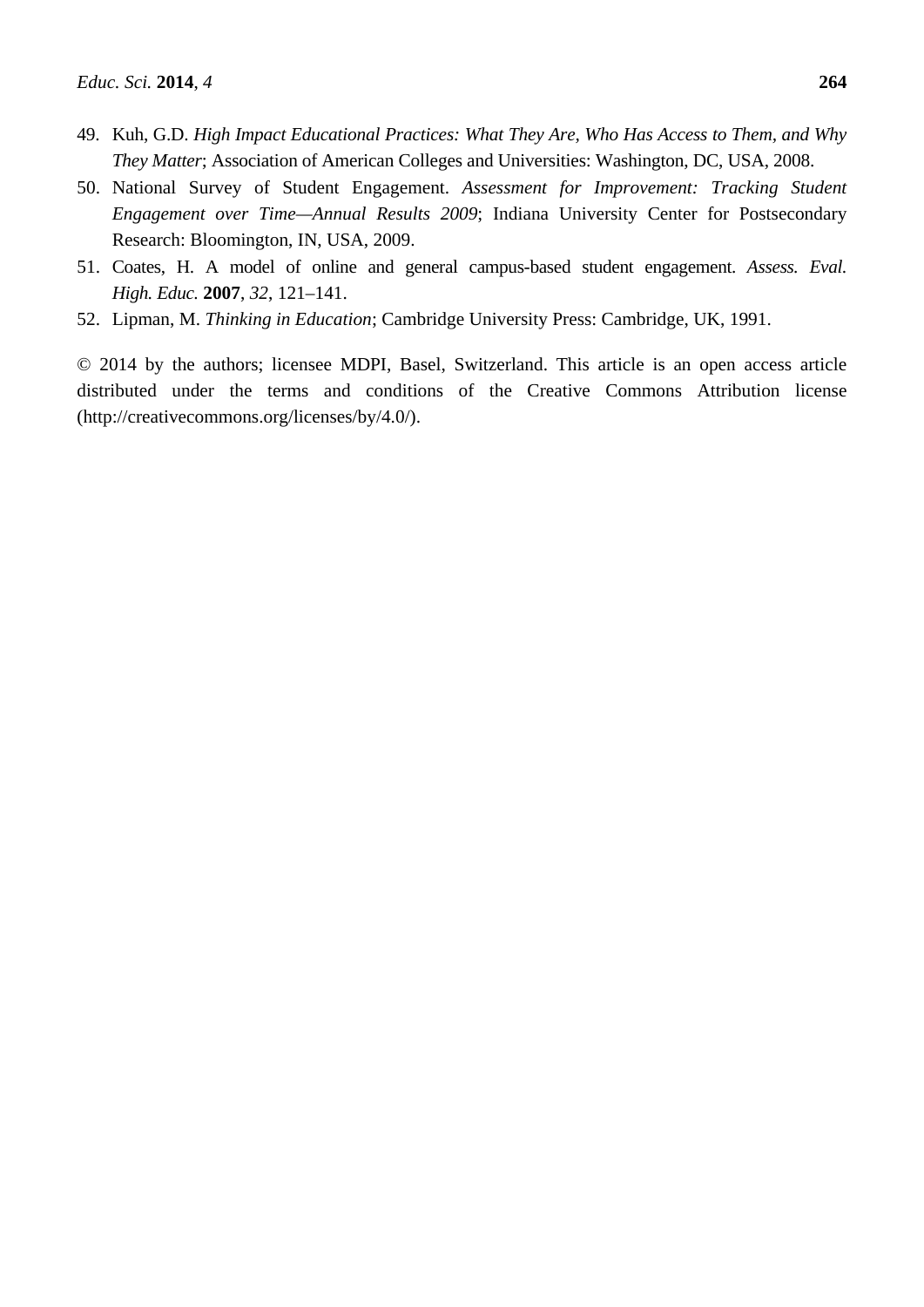49. Kuh, G.D. *High Impact Educational Practices: What They Are, Who Has Access to Them, and Why They Matter*; Association of American Colleges and Universities: Washington, DC, USA, 2008.
50. National Survey of Student Engagement. *Assessment for Improvement: Tracking Student Engagement over Time—Annual Results 2009*; Indiana University Center for Postsecondary Research: Bloomington, IN, USA, 2009.
51. Coates, H. A model of online and general campus-based student engagement. *Assess. Eval. High. Educ.* **2007**, *32*, 121–141.
52. Lipman, M. *Thinking in Education*; Cambridge University Press: Cambridge, UK, 1991.

© 2014 by the authors; licensee MDPI, Basel, Switzerland. This article is an open access article distributed under the terms and conditions of the Creative Commons Attribution license (http://creativecommons.org/licenses/by/4.0/).